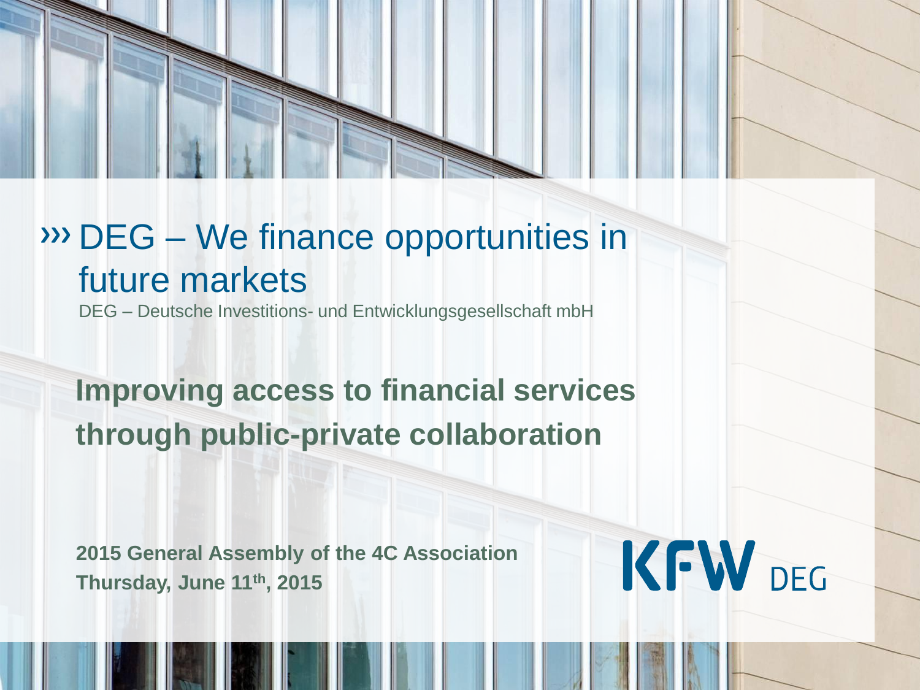# ››› DEG – We finance opportunities in future markets

DEG – Deutsche Investitions- und Entwicklungsgesellschaft mbH

## Improving access to financial services through public-private collaboration

**2015 General Assembly of the 4C Association**
**Thursday, June 11th, 2015**

KFW DEG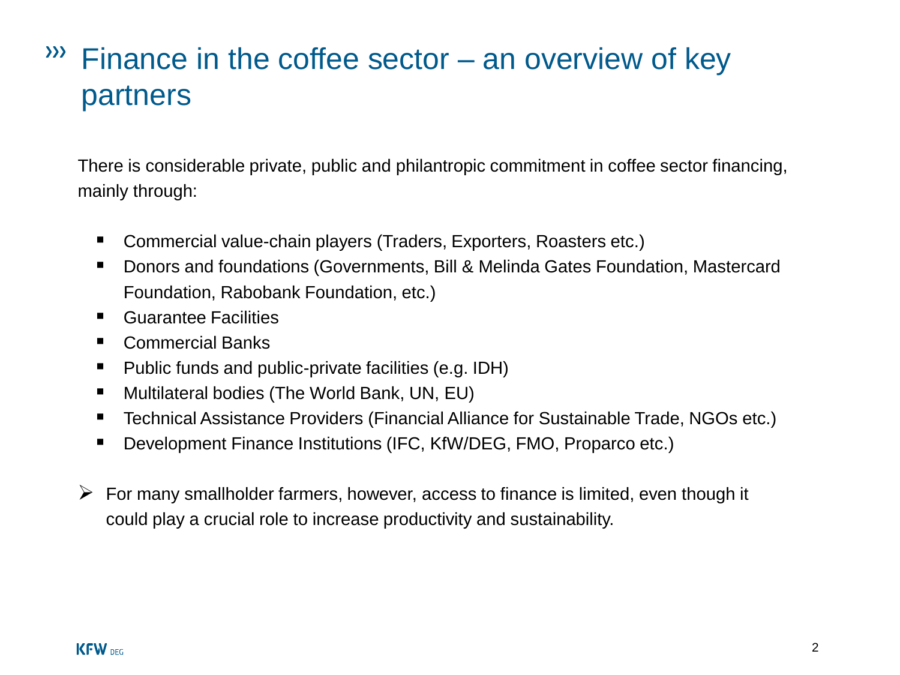# Finance in the coffee sector – an overview of key partners

There is considerable private, public and philantropic commitment in coffee sector financing, mainly through:

- Commercial value-chain players (Traders, Exporters, Roasters etc.)
- Donors and foundations (Governments, Bill & Melinda Gates Foundation, Mastercard Foundation, Rabobank Foundation, etc.)
- Guarantee Facilities
- Commercial Banks
- Public funds and public-private facilities (e.g. IDH)
- Multilateral bodies (The World Bank, UN, EU)
- Technical Assistance Providers (Financial Alliance for Sustainable Trade, NGOs etc.)
- Development Finance Institutions (IFC, KfW/DEG, FMO, Proparco etc.)

➢ For many smallholder farmers, however, access to finance is limited, even though it could play a crucial role to increase productivity and sustainability.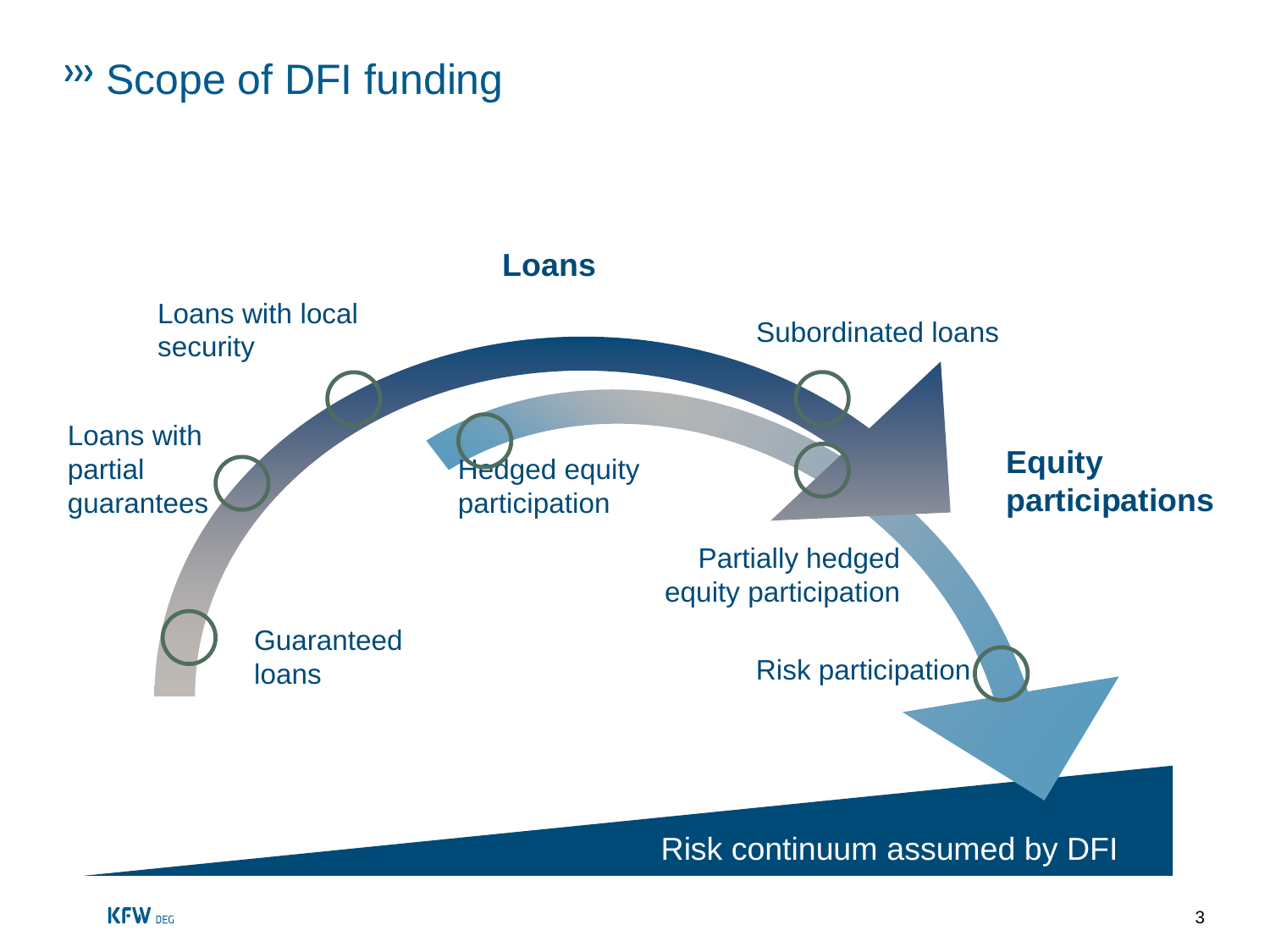# Scope of DFI funding

**Loans**

Loans with local security

Subordinated loans

Loans with partial guarantees

Hedged equity participation

**Equity participations**

Partially hedged equity participation

Guaranteed loans

Risk participation

Risk continuum assumed by DFI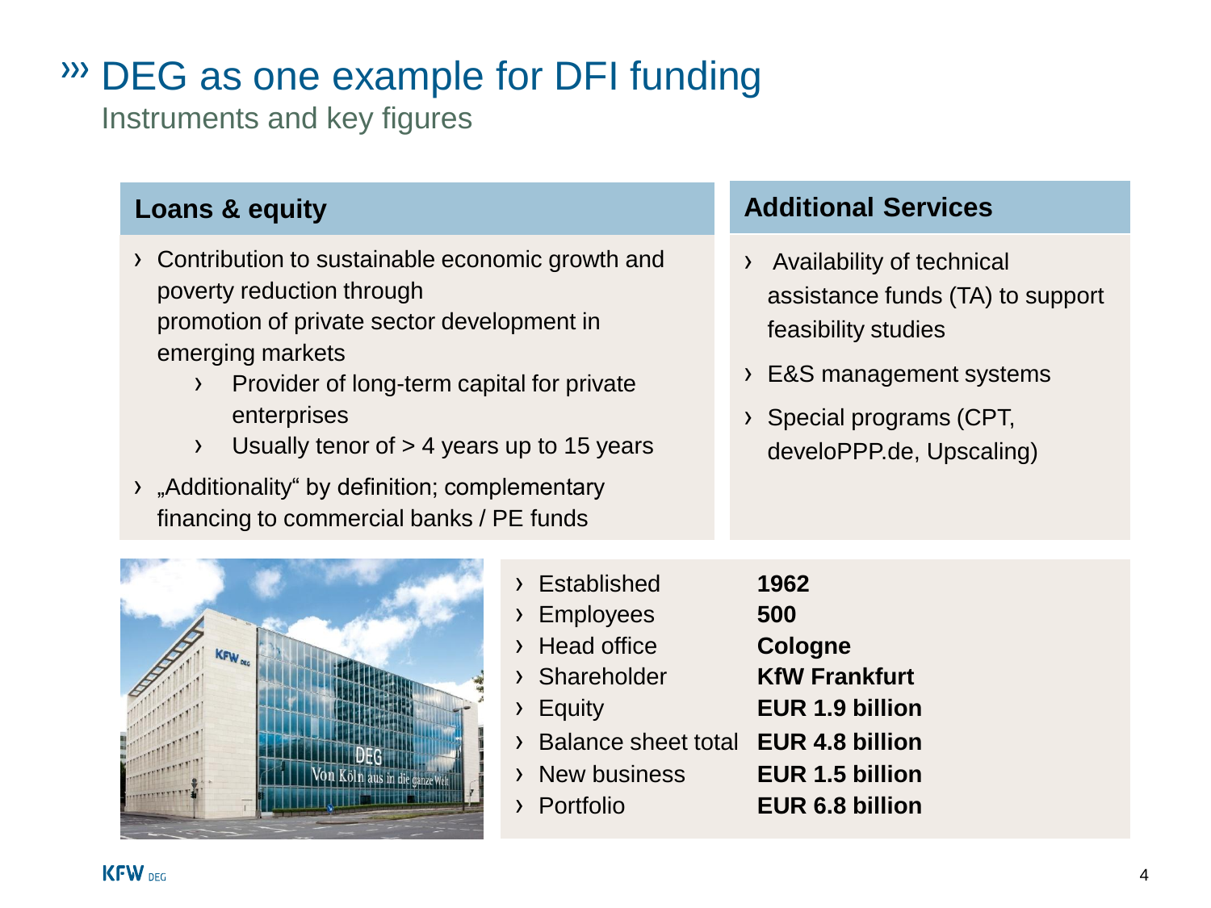# DEG as one example for DFI funding

Instruments and key figures

## Loans & equity

- Contribution to sustainable economic growth and poverty reduction through promotion of private sector development in emerging markets
  - Provider of long-term capital for private enterprises
  - Usually tenor of > 4 years up to 15 years
- „Additionality“ by definition; complementary financing to commercial banks / PE funds

## Additional Services

- Availability of technical assistance funds (TA) to support feasibility studies
- E&S management systems
- Special programs (CPT, develoPPP.de, Upscaling)

| | |
|---|---|
| Established | **1962** |
| Employees | **500** |
| Head office | **Cologne** |
| Shareholder | **KfW Frankfurt** |
| Equity | **EUR 1.9 billion** |
| Balance sheet total | **EUR 4.8 billion** |
| New business | **EUR 1.5 billion** |
| Portfolio | **EUR 6.8 billion** |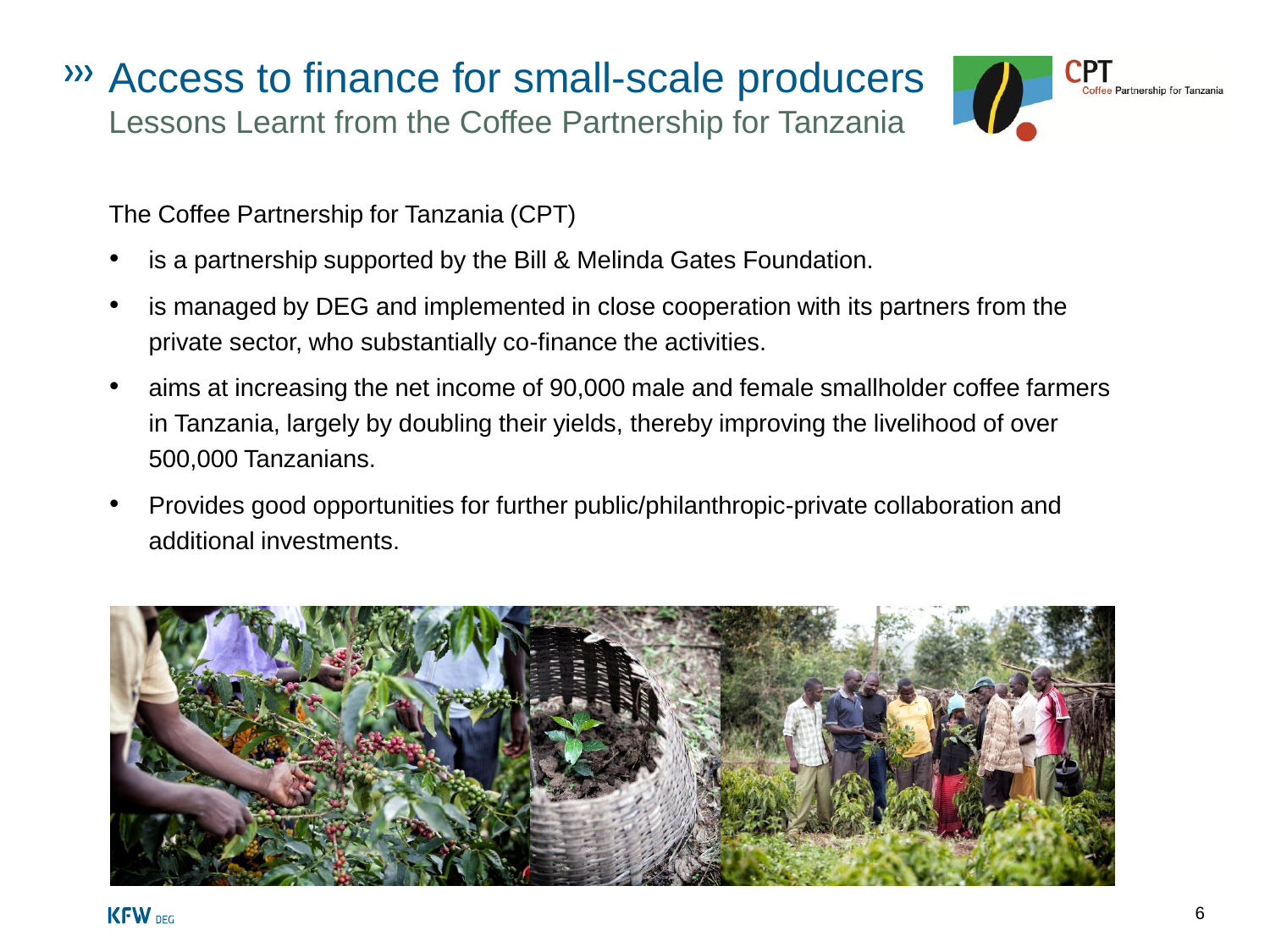# Access to finance for small-scale producers

## Lessons Learnt from the Coffee Partnership for Tanzania

The Coffee Partnership for Tanzania (CPT)

- is a partnership supported by the Bill & Melinda Gates Foundation.
- is managed by DEG and implemented in close cooperation with its partners from the private sector, who substantially co-finance the activities.
- aims at increasing the net income of 90,000 male and female smallholder coffee farmers in Tanzania, largely by doubling their yields, thereby improving the livelihood of over 500,000 Tanzanians.
- Provides good opportunities for further public/philanthropic-private collaboration and additional investments.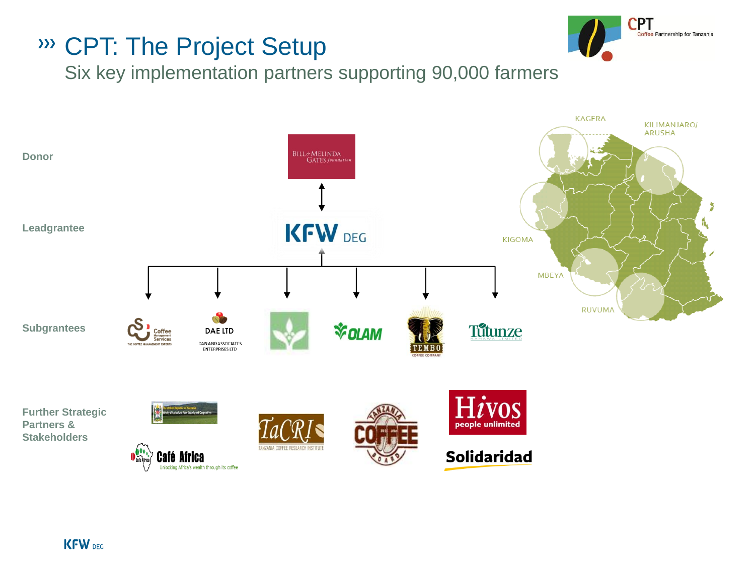# CPT: The Project Setup

Six key implementation partners supporting 90,000 farmers

CPT Coffee Partnership for Tanzania

**Donor**

Bill & Melinda Gates foundation

**Leadgrantee**

KFW DEG

**Subgrantees**

- Coffee Management Services – The Coffee Management Experts
- DAE LTD – Dan and Associates Enterprises Ltd
- OLAM
- Tembo Coffee Company
- Tutunze Kahawa Limited

**Further Strategic Partners & Stakeholders**

- The United Republic of Tanzania – Ministry of Agriculture, Food Security and Cooperatives
- Café Africa – Unlocking Africa's wealth through its coffee
- TaCRI – Tanzania Coffee Research Institute
- Tanzania Coffee Board
- Hivos – people unlimited
- Solidaridad

Regions: KAGERA, KILIMANJARO/ ARUSHA, KIGOMA, MBEYA, RUVUMA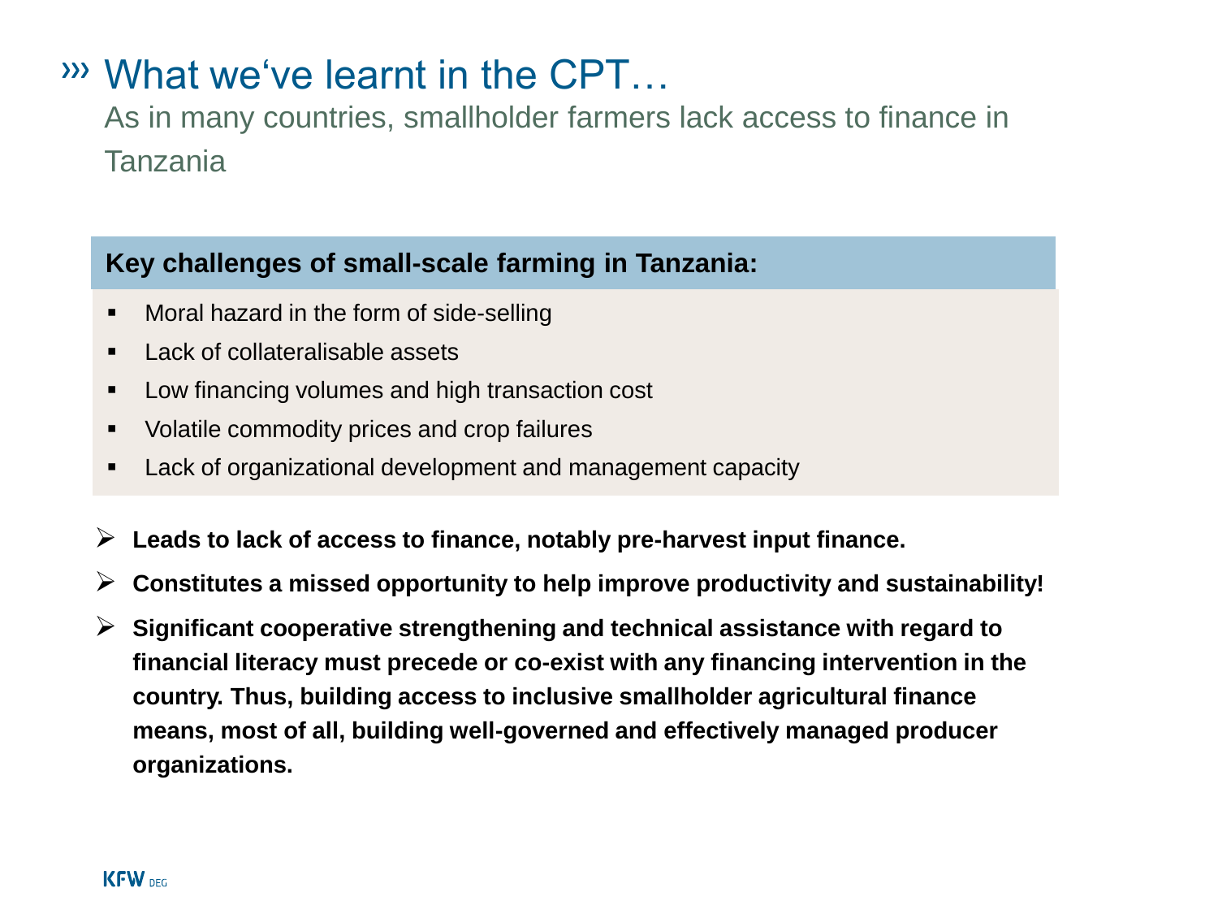# ››› What we‘ve learnt in the CPT…

As in many countries, smallholder farmers lack access to finance in Tanzania

**Key challenges of small-scale farming in Tanzania:**

- Moral hazard in the form of side-selling
- Lack of collateralisable assets
- Low financing volumes and high transaction cost
- Volatile commodity prices and crop failures
- Lack of organizational development and management capacity

- **Leads to lack of access to finance, notably pre-harvest input finance.**
- **Constitutes a missed opportunity to help improve productivity and sustainability!**
- **Significant cooperative strengthening and technical assistance with regard to financial literacy must precede or co-exist with any financing intervention in the country. Thus, building access to inclusive smallholder agricultural finance means, most of all, building well-governed and effectively managed producer organizations.**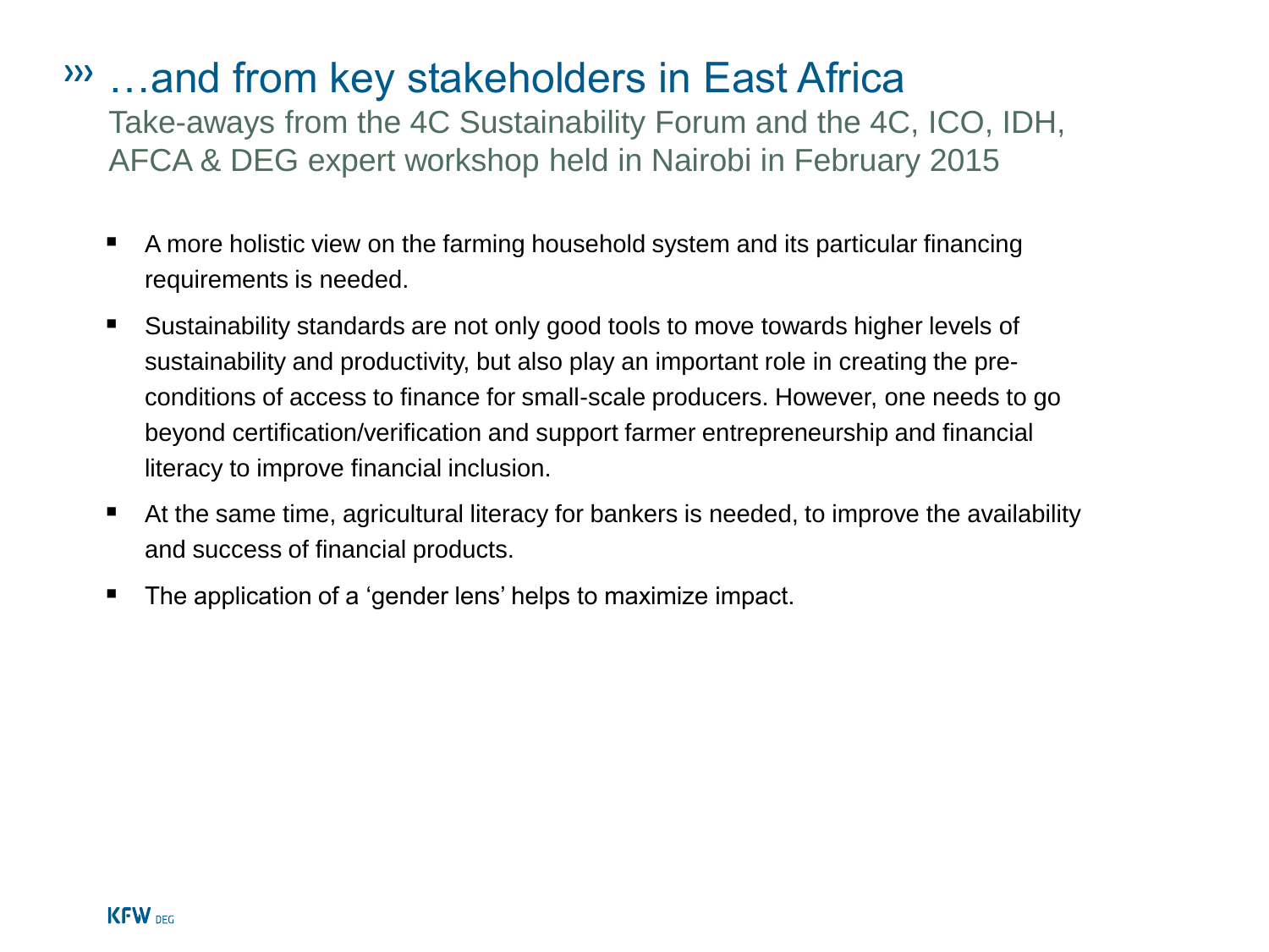# …and from key stakeholders in East Africa

Take-aways from the 4C Sustainability Forum and the 4C, ICO, IDH, AFCA & DEG expert workshop held in Nairobi in February 2015

- A more holistic view on the farming household system and its particular financing requirements is needed.
- Sustainability standards are not only good tools to move towards higher levels of sustainability and productivity, but also play an important role in creating the pre-conditions of access to finance for small-scale producers. However, one needs to go beyond certification/verification and support farmer entrepreneurship and financial literacy to improve financial inclusion.
- At the same time, agricultural literacy for bankers is needed, to improve the availability and success of financial products.
- The application of a 'gender lens' helps to maximize impact.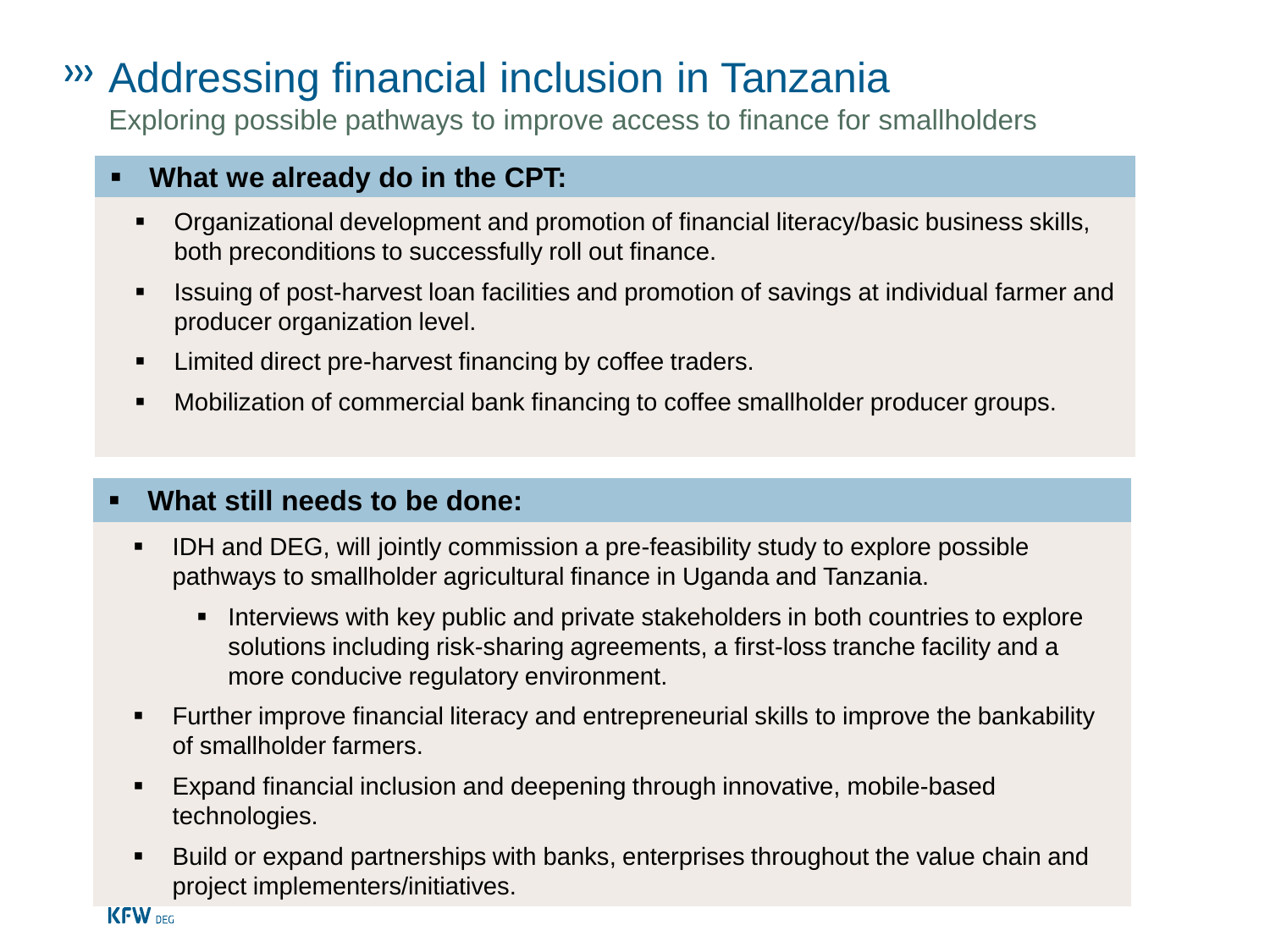# Addressing financial inclusion in Tanzania

Exploring possible pathways to improve access to finance for smallholders

- **What we already do in the CPT:**
  - Organizational development and promotion of financial literacy/basic business skills, both preconditions to successfully roll out finance.
  - Issuing of post-harvest loan facilities and promotion of savings at individual farmer and producer organization level.
  - Limited direct pre-harvest financing by coffee traders.
  - Mobilization of commercial bank financing to coffee smallholder producer groups.

- **What still needs to be done:**
  - IDH and DEG, will jointly commission a pre-feasibility study to explore possible pathways to smallholder agricultural finance in Uganda and Tanzania.
    - Interviews with key public and private stakeholders in both countries to explore solutions including risk-sharing agreements, a first-loss tranche facility and a more conducive regulatory environment.
  - Further improve financial literacy and entrepreneurial skills to improve the bankability of smallholder farmers.
  - Expand financial inclusion and deepening through innovative, mobile-based technologies.
  - Build or expand partnerships with banks, enterprises throughout the value chain and project implementers/initiatives.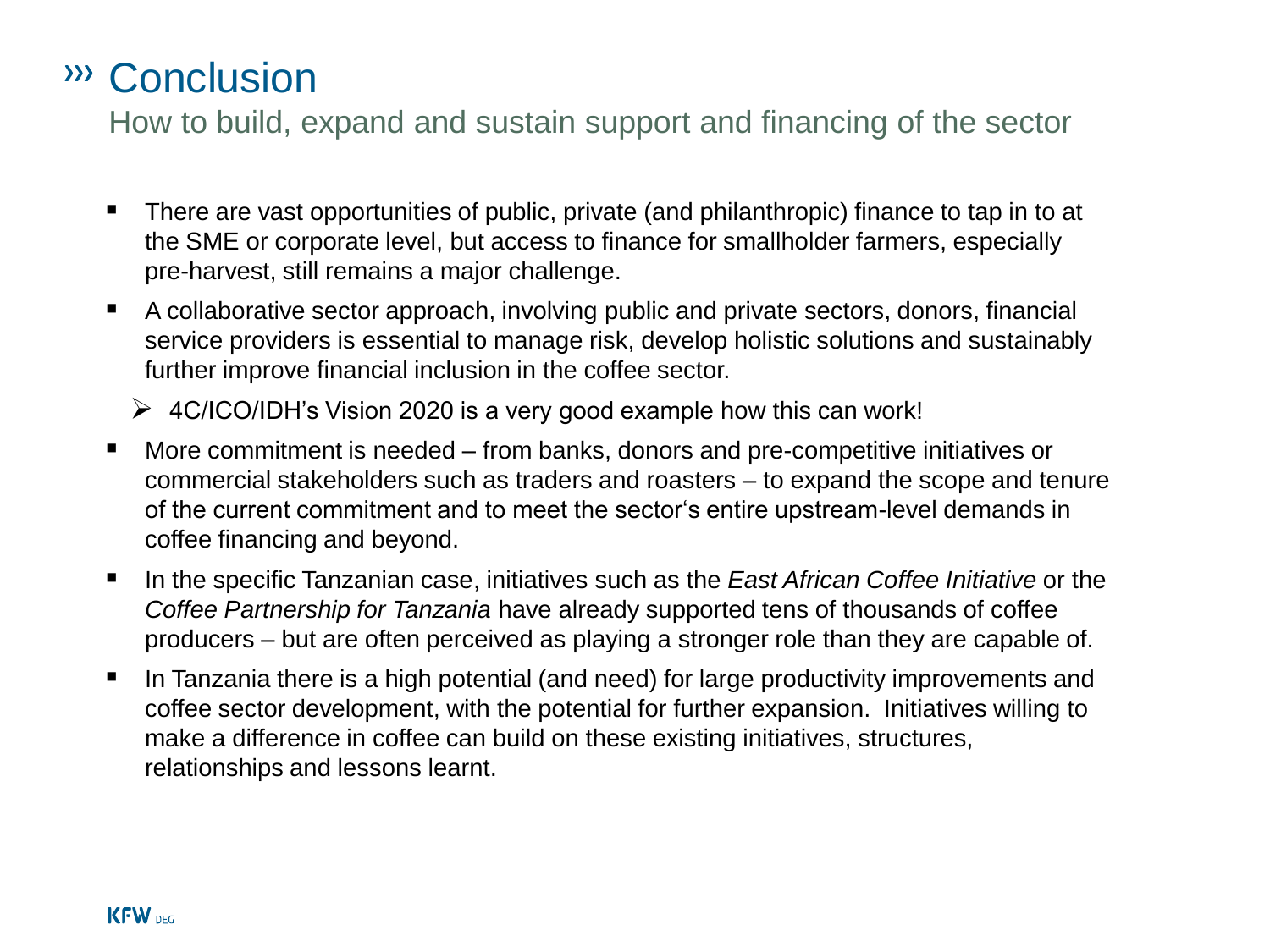# Conclusion

How to build, expand and sustain support and financing of the sector

- There are vast opportunities of public, private (and philanthropic) finance to tap in to at the SME or corporate level, but access to finance for smallholder farmers, especially pre-harvest, still remains a major challenge.
- A collaborative sector approach, involving public and private sectors, donors, financial service providers is essential to manage risk, develop holistic solutions and sustainably further improve financial inclusion in the coffee sector.
  - 4C/ICO/IDH's Vision 2020 is a very good example how this can work!
- More commitment is needed – from banks, donors and pre-competitive initiatives or commercial stakeholders such as traders and roasters – to expand the scope and tenure of the current commitment and to meet the sector's entire upstream-level demands in coffee financing and beyond.
- In the specific Tanzanian case, initiatives such as the *East African Coffee Initiative* or the *Coffee Partnership for Tanzania* have already supported tens of thousands of coffee producers – but are often perceived as playing a stronger role than they are capable of.
- In Tanzania there is a high potential (and need) for large productivity improvements and coffee sector development, with the potential for further expansion. Initiatives willing to make a difference in coffee can build on these existing initiatives, structures, relationships and lessons learnt.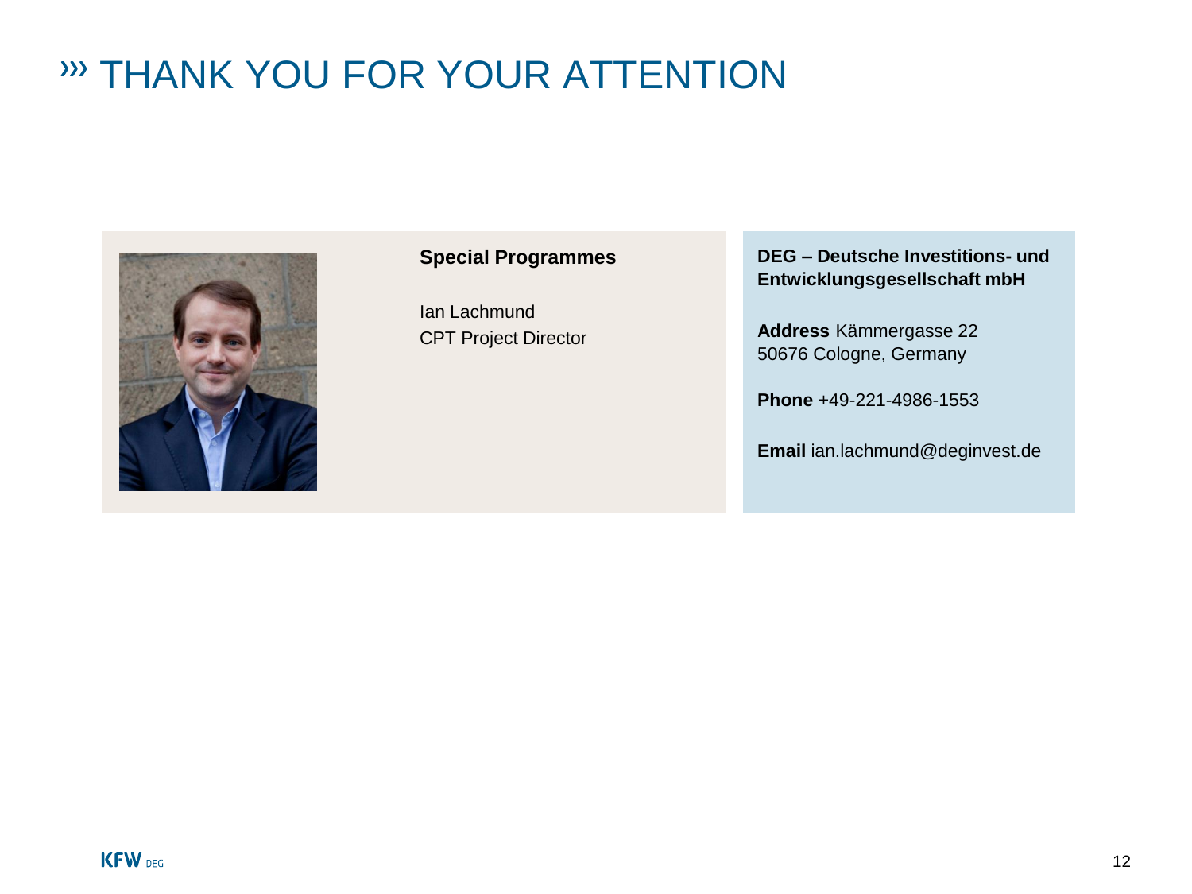# THANK YOU FOR YOUR ATTENTION

**Special Programmes**

Ian Lachmund
CPT Project Director

**DEG – Deutsche Investitions- und Entwicklungsgesellschaft mbH**

**Address** Kämmergasse 22
50676 Cologne, Germany

**Phone** +49-221-4986-1553

**Email** ian.lachmund@deginvest.de